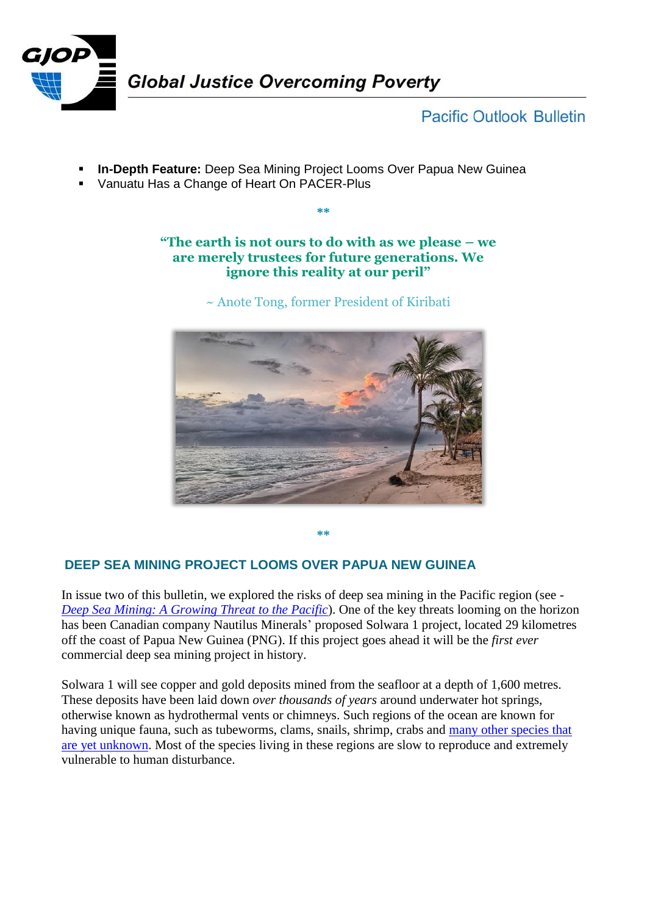**Global Justice Overcoming Poverty**

Pacific Outlook Bulletin

- **In-Depth Feature:** Deep Sea Mining Project Looms Over Papua New Guinea
- Vanuatu Has a Change of Heart On PACER-Plus

**

**"The earth is not ours to do with as we please – we are merely trustees for future generations. We ignore this reality at our peril"**

~ Anote Tong, former President of Kiribati

**

## DEEP SEA MINING PROJECT LOOMS OVER PAPUA NEW GUINEA

In issue two of this bulletin, we explored the risks of deep sea mining in the Pacific region (see - *Deep Sea Mining: A Growing Threat to the Pacific*). One of the key threats looming on the horizon has been Canadian company Nautilus Minerals' proposed Solwara 1 project, located 29 kilometres off the coast of Papua New Guinea (PNG). If this project goes ahead it will be the *first ever* commercial deep sea mining project in history.

Solwara 1 will see copper and gold deposits mined from the seafloor at a depth of 1,600 metres. These deposits have been laid down *over thousands of years* around underwater hot springs, otherwise known as hydrothermal vents or chimneys. Such regions of the ocean are known for having unique fauna, such as tubeworms, clams, snails, shrimp, crabs and many other species that are yet unknown. Most of the species living in these regions are slow to reproduce and extremely vulnerable to human disturbance.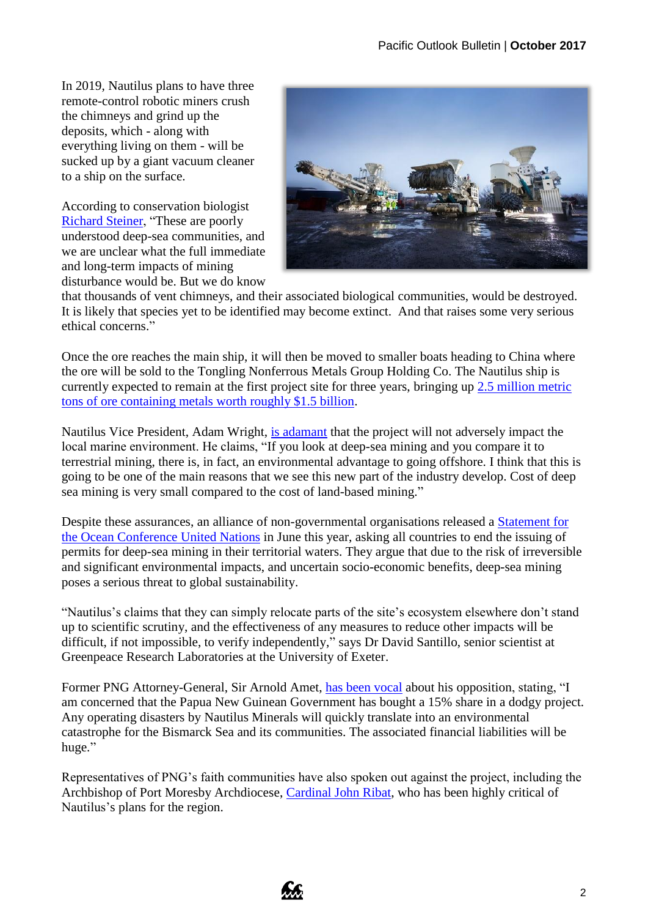In 2019, Nautilus plans to have three remote-control robotic miners crush the chimneys and grind up the deposits, which - along with everything living on them - will be sucked up by a giant vacuum cleaner to a ship on the surface.

According to conservation biologist [Richard Steiner](), "These are poorly understood deep-sea communities, and we are unclear what the full immediate and long-term impacts of mining disturbance would be. But we do know that thousands of vent chimneys, and their associated biological communities, would be destroyed. It is likely that species yet to be identified may become extinct. And that raises some very serious ethical concerns."

Once the ore reaches the main ship, it will then be moved to smaller boats heading to China where the ore will be sold to the Tongling Nonferrous Metals Group Holding Co. The Nautilus ship is currently expected to remain at the first project site for three years, bringing up [2.5 million metric tons of ore containing metals worth roughly $1.5 billion]().

Nautilus Vice President, Adam Wright, [is adamant]() that the project will not adversely impact the local marine environment. He claims, "If you look at deep-sea mining and you compare it to terrestrial mining, there is, in fact, an environmental advantage to going offshore. I think that this is going to be one of the main reasons that we see this new part of the industry develop. Cost of deep sea mining is very small compared to the cost of land-based mining."

Despite these assurances, an alliance of non-governmental organisations released a [Statement for the Ocean Conference United Nations]() in June this year, asking all countries to end the issuing of permits for deep-sea mining in their territorial waters. They argue that due to the risk of irreversible and significant environmental impacts, and uncertain socio-economic benefits, deep-sea mining poses a serious threat to global sustainability.

"Nautilus's claims that they can simply relocate parts of the site's ecosystem elsewhere don't stand up to scientific scrutiny, and the effectiveness of any measures to reduce other impacts will be difficult, if not impossible, to verify independently," says Dr David Santillo, senior scientist at Greenpeace Research Laboratories at the University of Exeter.

Former PNG Attorney-General, Sir Arnold Amet, [has been vocal]() about his opposition, stating, "I am concerned that the Papua New Guinean Government has bought a 15% share in a dodgy project. Any operating disasters by Nautilus Minerals will quickly translate into an environmental catastrophe for the Bismarck Sea and its communities. The associated financial liabilities will be huge."

Representatives of PNG's faith communities have also spoken out against the project, including the Archbishop of Port Moresby Archdiocese, [Cardinal John Ribat](), who has been highly critical of Nautilus's plans for the region.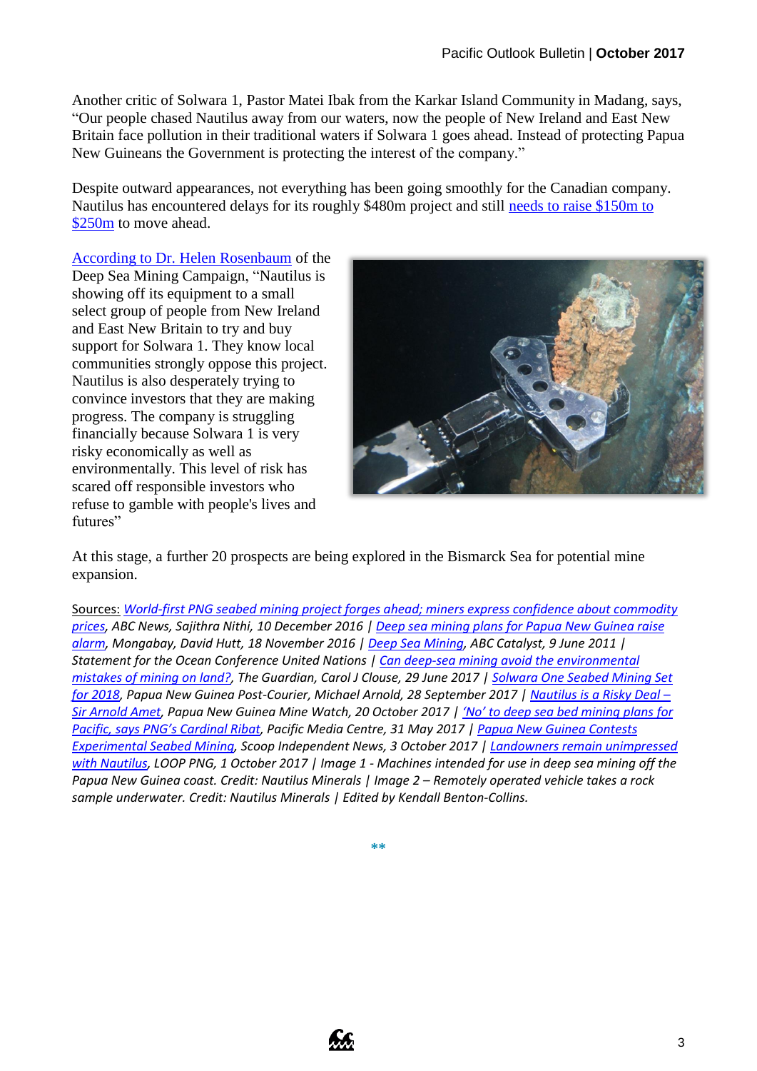Another critic of Solwara 1, Pastor Matei Ibak from the Karkar Island Community in Madang, says, "Our people chased Nautilus away from our waters, now the people of New Ireland and East New Britain face pollution in their traditional waters if Solwara 1 goes ahead. Instead of protecting Papua New Guineans the Government is protecting the interest of the company."

Despite outward appearances, not everything has been going smoothly for the Canadian company. Nautilus has encountered delays for its roughly $480m project and still needs to raise $150m to $250m to move ahead.

According to Dr. Helen Rosenbaum of the Deep Sea Mining Campaign, "Nautilus is showing off its equipment to a small select group of people from New Ireland and East New Britain to try and buy support for Solwara 1. They know local communities strongly oppose this project. Nautilus is also desperately trying to convince investors that they are making progress. The company is struggling financially because Solwara 1 is very risky economically as well as environmentally. This level of risk has scared off responsible investors who refuse to gamble with people's lives and futures"

At this stage, a further 20 prospects are being explored in the Bismarck Sea for potential mine expansion.

Sources: *World-first PNG seabed mining project forges ahead; miners express confidence about commodity prices, ABC News, Sajithra Nithi, 10 December 2016 | Deep sea mining plans for Papua New Guinea raise alarm, Mongabay, David Hutt, 18 November 2016 | Deep Sea Mining, ABC Catalyst, 9 June 2011 | Statement for the Ocean Conference United Nations | Can deep-sea mining avoid the environmental mistakes of mining on land?, The Guardian, Carol J Clouse, 29 June 2017 | Solwara One Seabed Mining Set for 2018, Papua New Guinea Post-Courier, Michael Arnold, 28 September 2017 | Nautilus is a Risky Deal – Sir Arnold Amet, Papua New Guinea Mine Watch, 20 October 2017 | 'No' to deep sea bed mining plans for Pacific, says PNG's Cardinal Ribat, Pacific Media Centre, 31 May 2017 | Papua New Guinea Contests Experimental Seabed Mining, Scoop Independent News, 3 October 2017 | Landowners remain unimpressed with Nautilus, LOOP PNG, 1 October 2017 | Image 1 - Machines intended for use in deep sea mining off the Papua New Guinea coast. Credit: Nautilus Minerals | Image 2 – Remotely operated vehicle takes a rock sample underwater. Credit: Nautilus Minerals | Edited by Kendall Benton-Collins.*

\*\*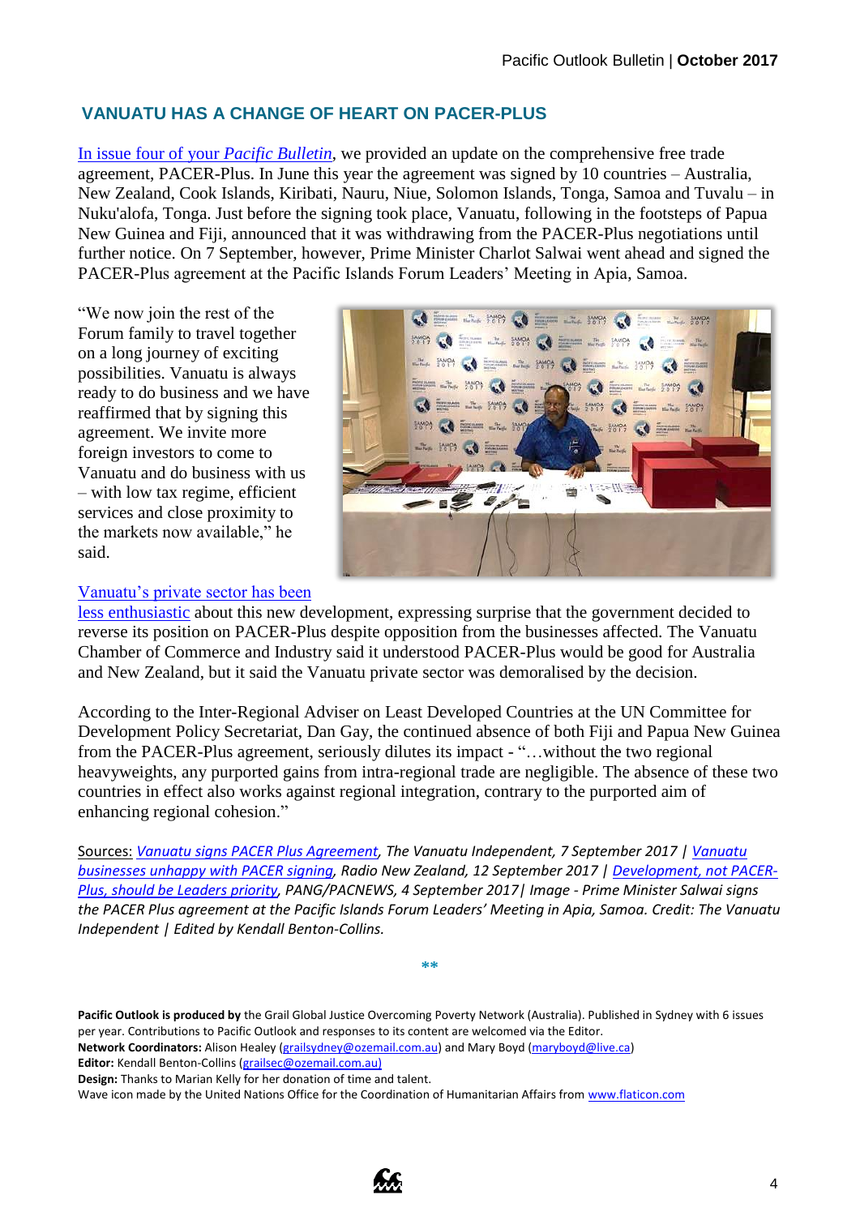## VANUATU HAS A CHANGE OF HEART ON PACER-PLUS

In issue four of your *Pacific Bulletin*, we provided an update on the comprehensive free trade agreement, PACER-Plus. In June this year the agreement was signed by 10 countries – Australia, New Zealand, Cook Islands, Kiribati, Nauru, Niue, Solomon Islands, Tonga, Samoa and Tuvalu – in Nuku'alofa, Tonga. Just before the signing took place, Vanuatu, following in the footsteps of Papua New Guinea and Fiji, announced that it was withdrawing from the PACER-Plus negotiations until further notice. On 7 September, however, Prime Minister Charlot Salwai went ahead and signed the PACER-Plus agreement at the Pacific Islands Forum Leaders' Meeting in Apia, Samoa.

"We now join the rest of the Forum family to travel together on a long journey of exciting possibilities. Vanuatu is always ready to do business and we have reaffirmed that by signing this agreement. We invite more foreign investors to come to Vanuatu and do business with us – with low tax regime, efficient services and close proximity to the markets now available," he said.

Vanuatu's private sector has been less enthusiastic about this new development, expressing surprise that the government decided to reverse its position on PACER-Plus despite opposition from the businesses affected. The Vanuatu Chamber of Commerce and Industry said it understood PACER-Plus would be good for Australia and New Zealand, but it said the Vanuatu private sector was demoralised by the decision.

According to the Inter-Regional Adviser on Least Developed Countries at the UN Committee for Development Policy Secretariat, Dan Gay, the continued absence of both Fiji and Papua New Guinea from the PACER-Plus agreement, seriously dilutes its impact - "…without the two regional heavyweights, any purported gains from intra-regional trade are negligible. The absence of these two countries in effect also works against regional integration, contrary to the purported aim of enhancing regional cohesion."

Sources: *Vanuatu signs PACER Plus Agreement, The Vanuatu Independent, 7 September 2017 | Vanuatu businesses unhappy with PACER signing, Radio New Zealand, 12 September 2017 | Development, not PACER-Plus, should be Leaders priority, PANG/PACNEWS, 4 September 2017| Image - Prime Minister Salwai signs the PACER Plus agreement at the Pacific Islands Forum Leaders' Meeting in Apia, Samoa. Credit: The Vanuatu Independent | Edited by Kendall Benton-Collins.*

**

**Pacific Outlook is produced by** the Grail Global Justice Overcoming Poverty Network (Australia). Published in Sydney with 6 issues per year. Contributions to Pacific Outlook and responses to its content are welcomed via the Editor.
**Network Coordinators:** Alison Healey (grailsydney@ozemail.com.au) and Mary Boyd (maryboyd@live.ca)
**Editor:** Kendall Benton-Collins (grailsec@ozemail.com.au)
**Design:** Thanks to Marian Kelly for her donation of time and talent.
Wave icon made by the United Nations Office for the Coordination of Humanitarian Affairs from www.flaticon.com